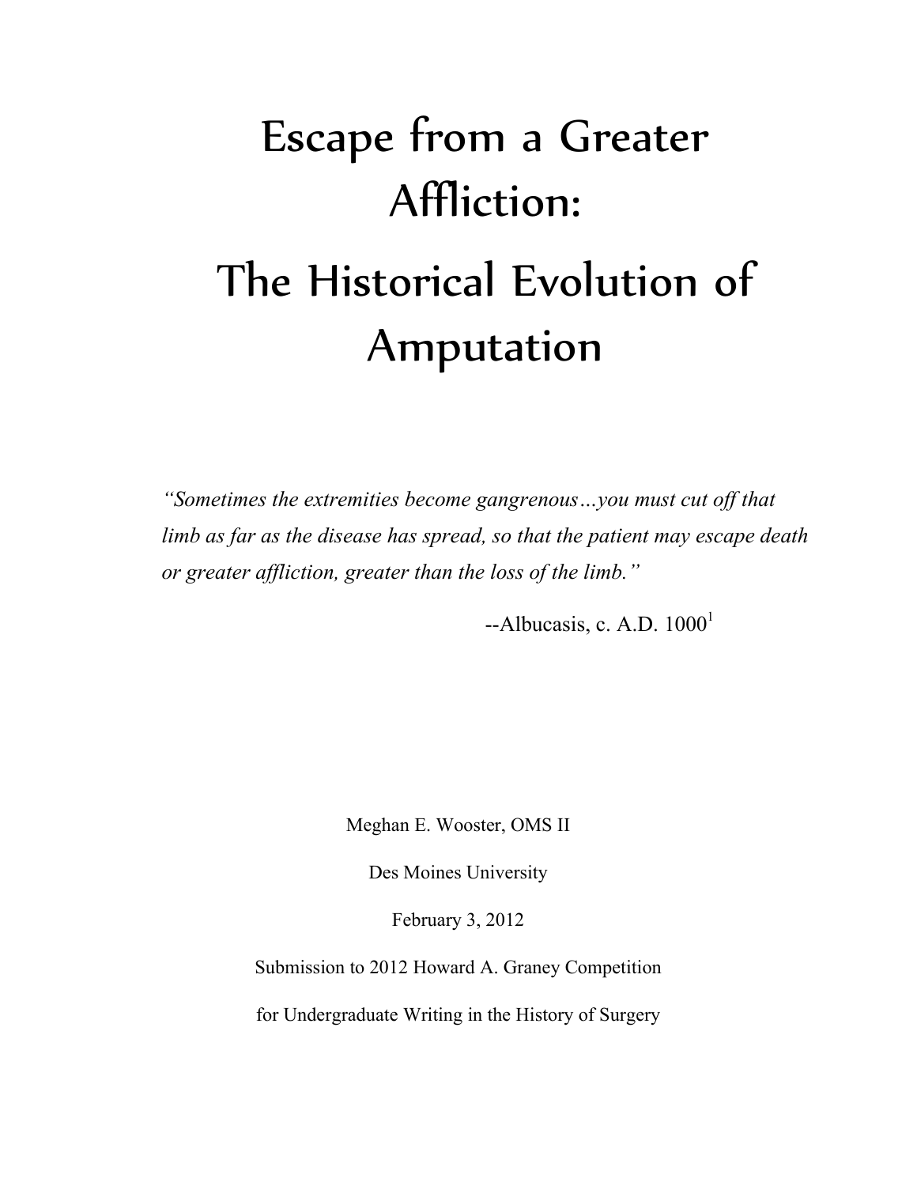# Escape from a Greater Affliction: The Historical Evolution of Amputation

*"Sometimes the extremities become gangrenous…you must cut off that limb as far as the disease has spread, so that the patient may escape death or greater affliction, greater than the loss of the limb."*

--Albucasis, c. A.D. 1000[1]

Meghan E. Wooster, OMS II

Des Moines University

February 3, 2012

Submission to 2012 Howard A. Graney Competition

for Undergraduate Writing in the History of Surgery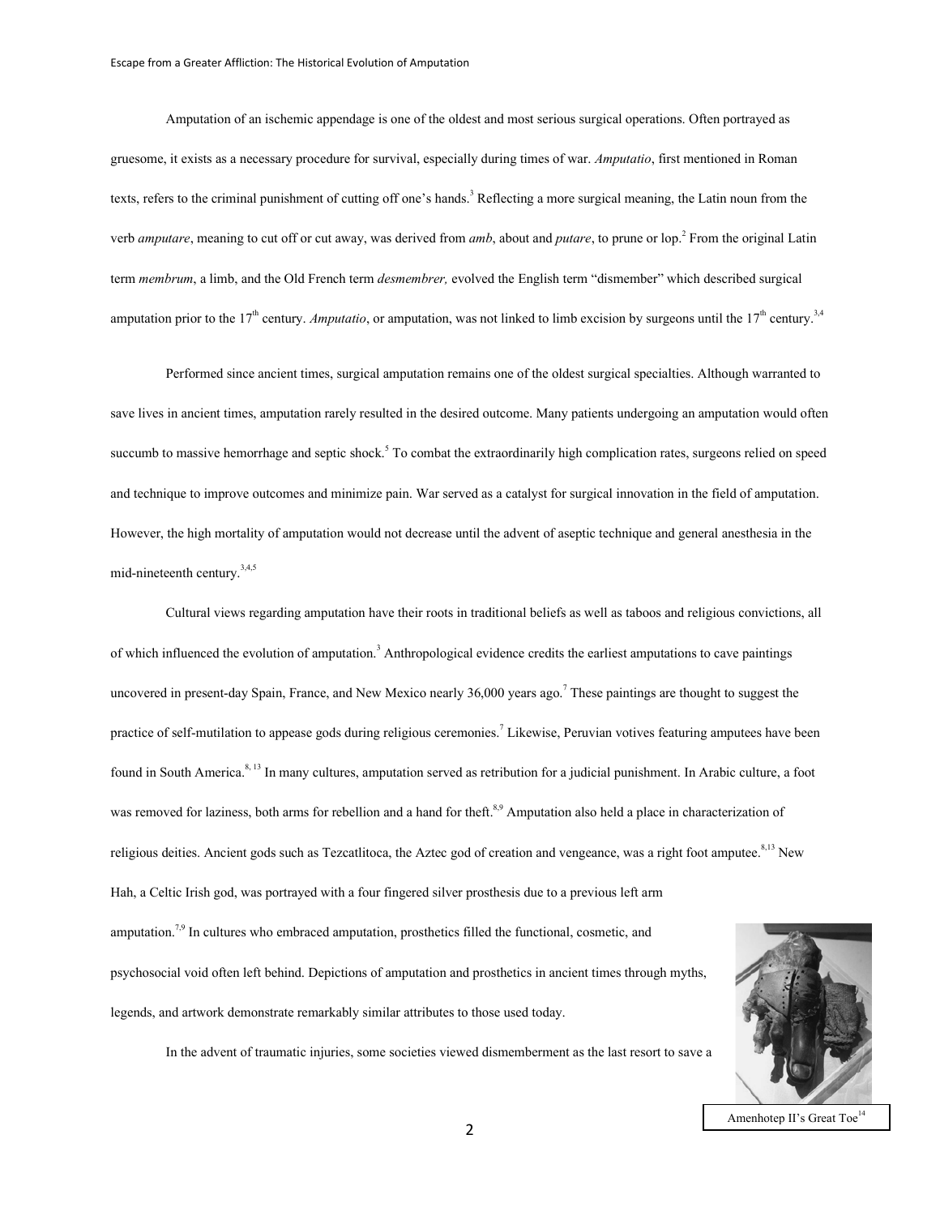Amputation of an ischemic appendage is one of the oldest and most serious surgical operations. Often portrayed as gruesome, it exists as a necessary procedure for survival, especially during times of war. *Amputatio*, first mentioned in Roman texts, refers to the criminal punishment of cutting off one's hands.[3] Reflecting a more surgical meaning, the Latin noun from the verb *amputare*, meaning to cut off or cut away, was derived from *amb*, about and *putare*, to prune or lop.[2] From the original Latin term *membrum*, a limb, and the Old French term *desmembrer,* evolved the English term "dismember" which described surgical amputation prior to the 17th century. *Amputatio*, or amputation, was not linked to limb excision by surgeons until the 17th century.[3,4]

Performed since ancient times, surgical amputation remains one of the oldest surgical specialties. Although warranted to save lives in ancient times, amputation rarely resulted in the desired outcome. Many patients undergoing an amputation would often succumb to massive hemorrhage and septic shock.[5] To combat the extraordinarily high complication rates, surgeons relied on speed and technique to improve outcomes and minimize pain. War served as a catalyst for surgical innovation in the field of amputation. However, the high mortality of amputation would not decrease until the advent of aseptic technique and general anesthesia in the mid-nineteenth century.[3,4,5]

Cultural views regarding amputation have their roots in traditional beliefs as well as taboos and religious convictions, all of which influenced the evolution of amputation.[3] Anthropological evidence credits the earliest amputations to cave paintings uncovered in present-day Spain, France, and New Mexico nearly 36,000 years ago.[7] These paintings are thought to suggest the practice of self-mutilation to appease gods during religious ceremonies.[7] Likewise, Peruvian votives featuring amputees have been found in South America.[8, 13] In many cultures, amputation served as retribution for a judicial punishment. In Arabic culture, a foot was removed for laziness, both arms for rebellion and a hand for theft.[8,9] Amputation also held a place in characterization of religious deities. Ancient gods such as Tezcatlitoca, the Aztec god of creation and vengeance, was a right foot amputee.[8,13] New Hah, a Celtic Irish god, was portrayed with a four fingered silver prosthesis due to a previous left arm amputation.[7,9] In cultures who embraced amputation, prosthetics filled the functional, cosmetic, and psychosocial void often left behind. Depictions of amputation and prosthetics in ancient times through myths, legends, and artwork demonstrate remarkably similar attributes to those used today.

Amenhotep II's Great Toe[14]

In the advent of traumatic injuries, some societies viewed dismemberment as the last resort to save a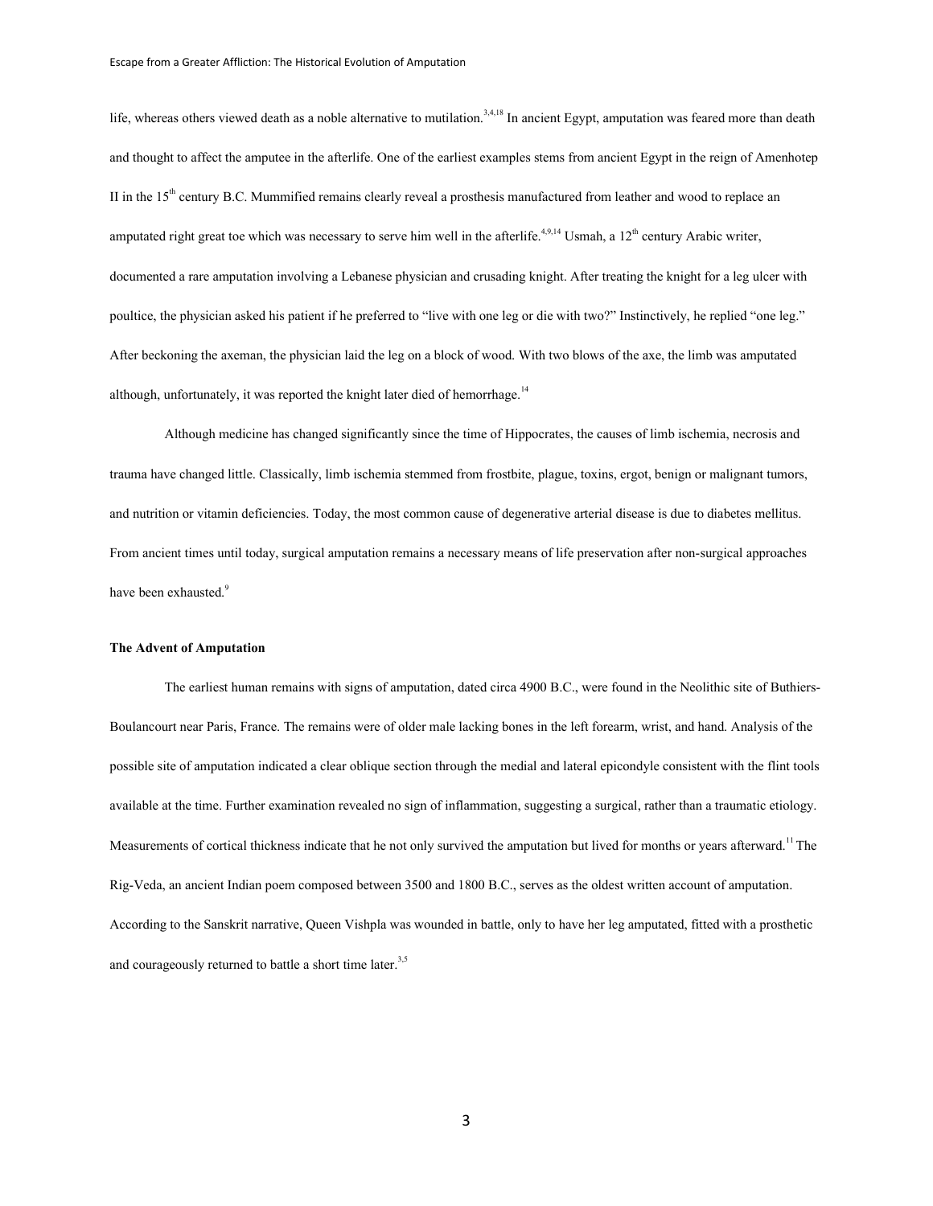life, whereas others viewed death as a noble alternative to mutilation.[3,4,18] In ancient Egypt, amputation was feared more than death and thought to affect the amputee in the afterlife. One of the earliest examples stems from ancient Egypt in the reign of Amenhotep II in the 15th century B.C. Mummified remains clearly reveal a prosthesis manufactured from leather and wood to replace an amputated right great toe which was necessary to serve him well in the afterlife.[4,9,14] Usmah, a 12th century Arabic writer, documented a rare amputation involving a Lebanese physician and crusading knight. After treating the knight for a leg ulcer with poultice, the physician asked his patient if he preferred to "live with one leg or die with two?" Instinctively, he replied "one leg." After beckoning the axeman, the physician laid the leg on a block of wood. With two blows of the axe, the limb was amputated although, unfortunately, it was reported the knight later died of hemorrhage.[14]

Although medicine has changed significantly since the time of Hippocrates, the causes of limb ischemia, necrosis and trauma have changed little. Classically, limb ischemia stemmed from frostbite, plague, toxins, ergot, benign or malignant tumors, and nutrition or vitamin deficiencies. Today, the most common cause of degenerative arterial disease is due to diabetes mellitus. From ancient times until today, surgical amputation remains a necessary means of life preservation after non-surgical approaches have been exhausted.[9]

**The Advent of Amputation**

The earliest human remains with signs of amputation, dated circa 4900 B.C., were found in the Neolithic site of Buthiers-Boulancourt near Paris, France. The remains were of older male lacking bones in the left forearm, wrist, and hand. Analysis of the possible site of amputation indicated a clear oblique section through the medial and lateral epicondyle consistent with the flint tools available at the time. Further examination revealed no sign of inflammation, suggesting a surgical, rather than a traumatic etiology. Measurements of cortical thickness indicate that he not only survived the amputation but lived for months or years afterward.[11] The Rig-Veda, an ancient Indian poem composed between 3500 and 1800 B.C., serves as the oldest written account of amputation. According to the Sanskrit narrative, Queen Vishpla was wounded in battle, only to have her leg amputated, fitted with a prosthetic and courageously returned to battle a short time later.[3,5]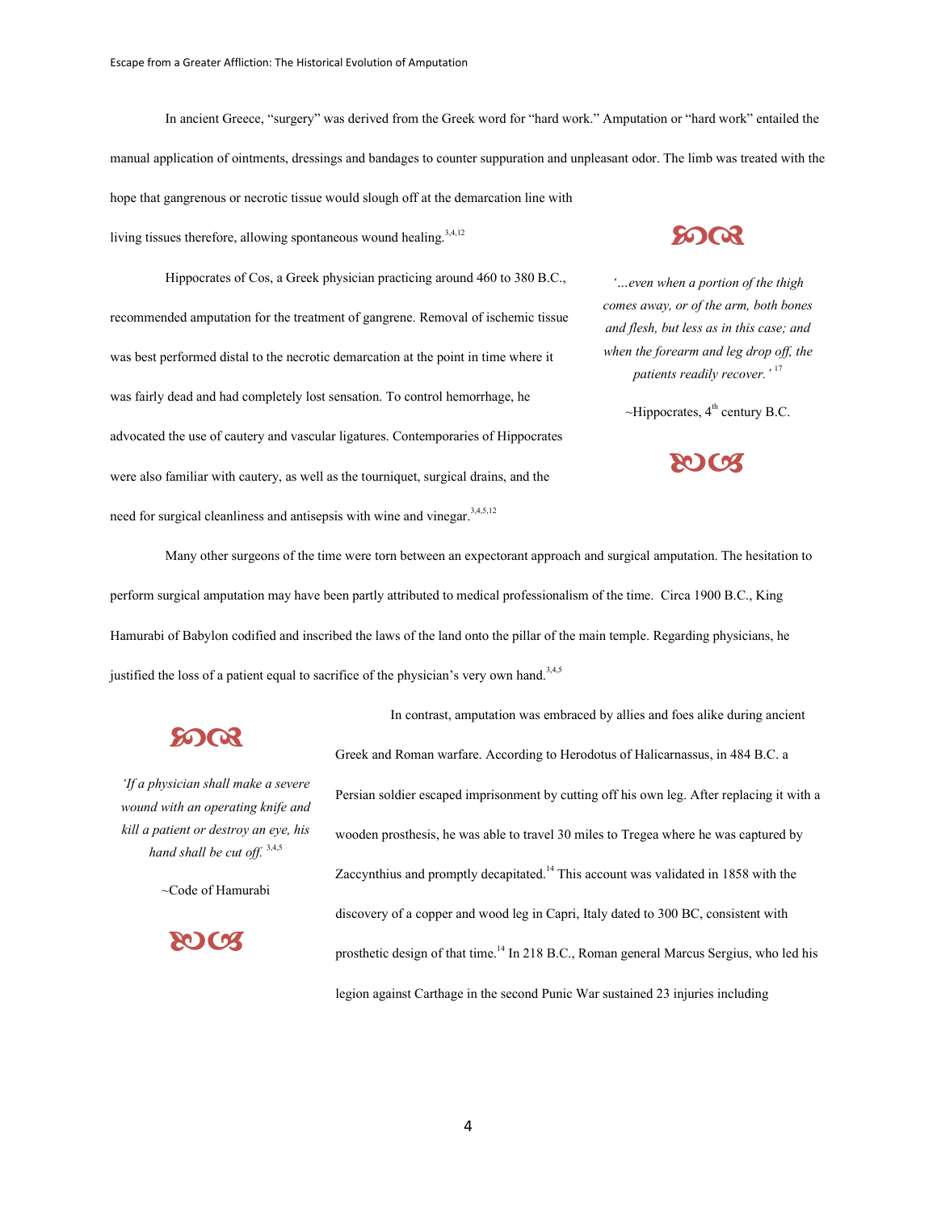In ancient Greece, "surgery" was derived from the Greek word for "hard work." Amputation or "hard work" entailed the manual application of ointments, dressings and bandages to counter suppuration and unpleasant odor. The limb was treated with the hope that gangrenous or necrotic tissue would slough off at the demarcation line with living tissues therefore, allowing spontaneous wound healing.[3,4,12]

Hippocrates of Cos, a Greek physician practicing around 460 to 380 B.C., recommended amputation for the treatment of gangrene. Removal of ischemic tissue was best performed distal to the necrotic demarcation at the point in time where it was fairly dead and had completely lost sensation. To control hemorrhage, he advocated the use of cautery and vascular ligatures. Contemporaries of Hippocrates were also familiar with cautery, as well as the tourniquet, surgical drains, and the need for surgical cleanliness and antisepsis with wine and vinegar.[3,4,5,12]

> *'…even when a portion of the thigh comes away, or of the arm, both bones and flesh, but less as in this case; and when the forearm and leg drop off, the patients readily recover.'* [17]
>
> ~Hippocrates, 4th century B.C.

Many other surgeons of the time were torn between an expectorant approach and surgical amputation. The hesitation to perform surgical amputation may have been partly attributed to medical professionalism of the time. Circa 1900 B.C., King Hamurabi of Babylon codified and inscribed the laws of the land onto the pillar of the main temple. Regarding physicians, he justified the loss of a patient equal to sacrifice of the physician's very own hand.[3,4,5]

> *'If a physician shall make a severe wound with an operating knife and kill a patient or destroy an eye, his hand shall be cut off.'* [3,4,5]
>
> ~Code of Hamurabi

In contrast, amputation was embraced by allies and foes alike during ancient Greek and Roman warfare. According to Herodotus of Halicarnassus, in 484 B.C. a Persian soldier escaped imprisonment by cutting off his own leg. After replacing it with a wooden prosthesis, he was able to travel 30 miles to Tregea where he was captured by Zaccynthius and promptly decapitated.[14] This account was validated in 1858 with the discovery of a copper and wood leg in Capri, Italy dated to 300 BC, consistent with prosthetic design of that time.[14] In 218 B.C., Roman general Marcus Sergius, who led his legion against Carthage in the second Punic War sustained 23 injuries including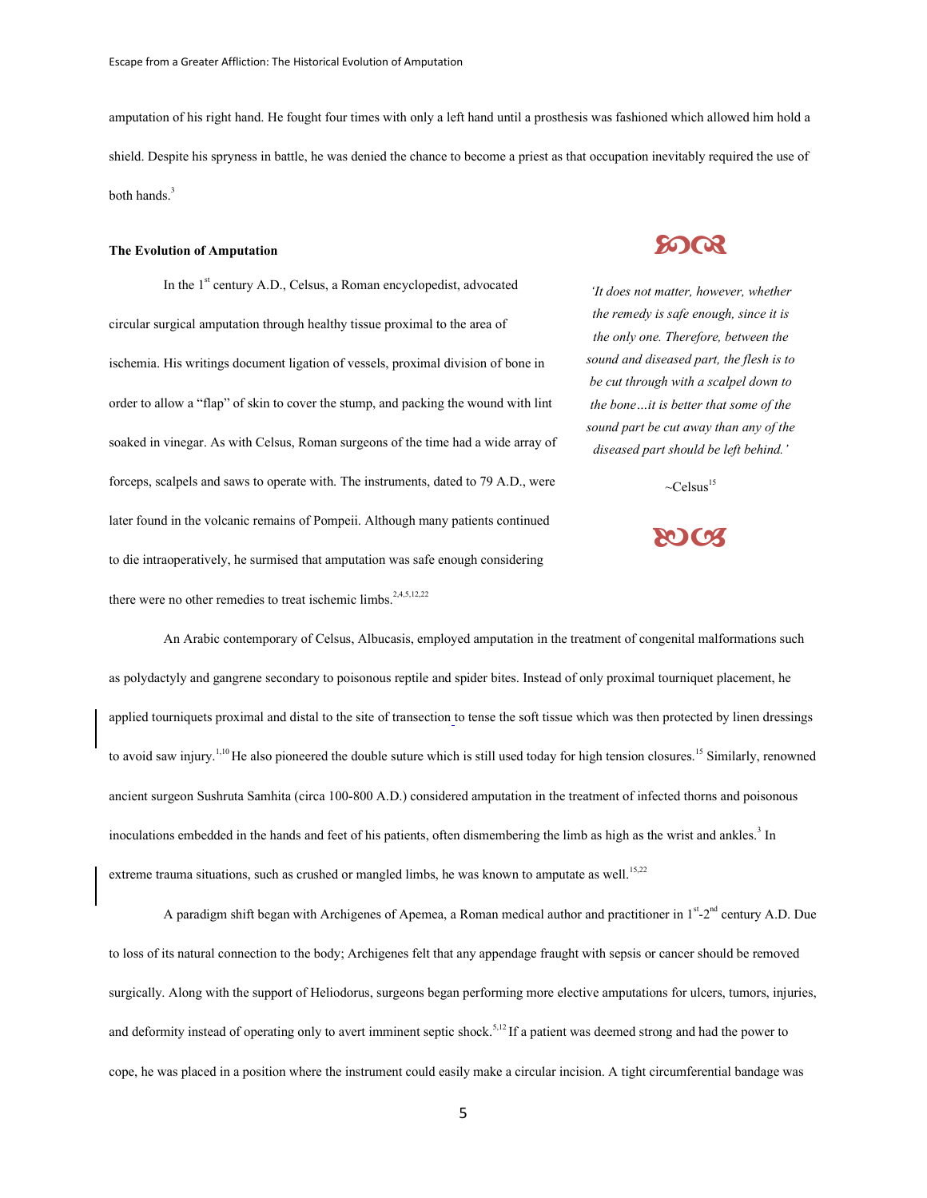amputation of his right hand. He fought four times with only a left hand until a prosthesis was fashioned which allowed him hold a shield. Despite his spryness in battle, he was denied the chance to become a priest as that occupation inevitably required the use of both hands.[3]

**The Evolution of Amputation**

In the 1st century A.D., Celsus, a Roman encyclopedist, advocated circular surgical amputation through healthy tissue proximal to the area of ischemia. His writings document ligation of vessels, proximal division of bone in order to allow a "flap" of skin to cover the stump, and packing the wound with lint soaked in vinegar. As with Celsus, Roman surgeons of the time had a wide array of forceps, scalpels and saws to operate with. The instruments, dated to 79 A.D., were later found in the volcanic remains of Pompeii. Although many patients continued to die intraoperatively, he surmised that amputation was safe enough considering there were no other remedies to treat ischemic limbs.[2,4,5,12,22]

> *'It does not matter, however, whether the remedy is safe enough, since it is the only one. Therefore, between the sound and diseased part, the flesh is to be cut through with a scalpel down to the bone…it is better that some of the sound part be cut away than any of the diseased part should be left behind.'*
>
> ~Celsus[15]

An Arabic contemporary of Celsus, Albucasis, employed amputation in the treatment of congenital malformations such as polydactyly and gangrene secondary to poisonous reptile and spider bites. Instead of only proximal tourniquet placement, he applied tourniquets proximal and distal to the site of transection to tense the soft tissue which was then protected by linen dressings to avoid saw injury.[1,10] He also pioneered the double suture which is still used today for high tension closures.[15] Similarly, renowned ancient surgeon Sushruta Samhita (circa 100-800 A.D.) considered amputation in the treatment of infected thorns and poisonous inoculations embedded in the hands and feet of his patients, often dismembering the limb as high as the wrist and ankles.[3] In extreme trauma situations, such as crushed or mangled limbs, he was known to amputate as well.[15,22]

A paradigm shift began with Archigenes of Apemea, a Roman medical author and practitioner in 1st-2nd century A.D. Due to loss of its natural connection to the body; Archigenes felt that any appendage fraught with sepsis or cancer should be removed surgically. Along with the support of Heliodorus, surgeons began performing more elective amputations for ulcers, tumors, injuries, and deformity instead of operating only to avert imminent septic shock.[5,12] If a patient was deemed strong and had the power to cope, he was placed in a position where the instrument could easily make a circular incision. A tight circumferential bandage was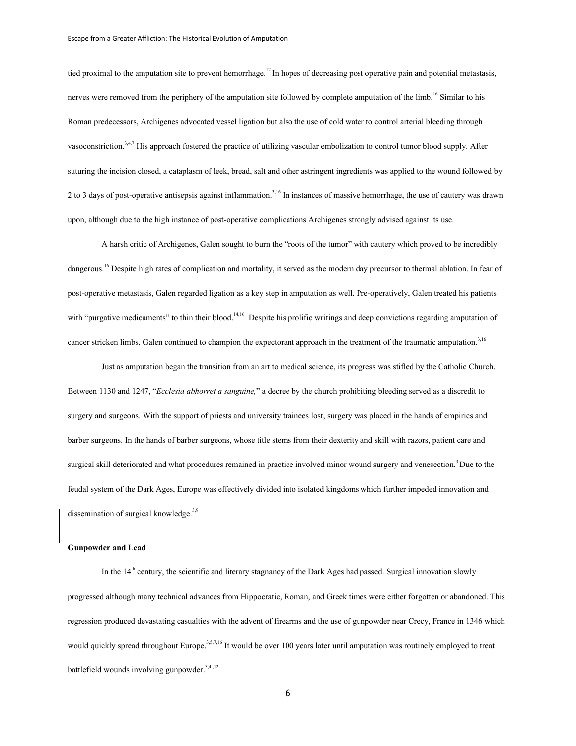tied proximal to the amputation site to prevent hemorrhage.[12] In hopes of decreasing post operative pain and potential metastasis, nerves were removed from the periphery of the amputation site followed by complete amputation of the limb.[16] Similar to his Roman predecessors, Archigenes advocated vessel ligation but also the use of cold water to control arterial bleeding through vasoconstriction.[3,4,7] His approach fostered the practice of utilizing vascular embolization to control tumor blood supply. After suturing the incision closed, a cataplasm of leek, bread, salt and other astringent ingredients was applied to the wound followed by 2 to 3 days of post-operative antisepsis against inflammation.[3,16] In instances of massive hemorrhage, the use of cautery was drawn upon, although due to the high instance of post-operative complications Archigenes strongly advised against its use.

A harsh critic of Archigenes, Galen sought to burn the "roots of the tumor" with cautery which proved to be incredibly dangerous.[16] Despite high rates of complication and mortality, it served as the modern day precursor to thermal ablation. In fear of post-operative metastasis, Galen regarded ligation as a key step in amputation as well. Pre-operatively, Galen treated his patients with "purgative medicaments" to thin their blood.[14,16] Despite his prolific writings and deep convictions regarding amputation of cancer stricken limbs, Galen continued to champion the expectorant approach in the treatment of the traumatic amputation.[3,16]

Just as amputation began the transition from an art to medical science, its progress was stifled by the Catholic Church. Between 1130 and 1247, "*Ecclesia abhorret a sanguine,*" a decree by the church prohibiting bleeding served as a discredit to surgery and surgeons. With the support of priests and university trainees lost, surgery was placed in the hands of empirics and barber surgeons. In the hands of barber surgeons, whose title stems from their dexterity and skill with razors, patient care and surgical skill deteriorated and what procedures remained in practice involved minor wound surgery and venesection.[3] Due to the feudal system of the Dark Ages, Europe was effectively divided into isolated kingdoms which further impeded innovation and dissemination of surgical knowledge.[3,9]

**Gunpowder and Lead**

In the 14th century, the scientific and literary stagnancy of the Dark Ages had passed. Surgical innovation slowly progressed although many technical advances from Hippocratic, Roman, and Greek times were either forgotten or abandoned. This regression produced devastating casualties with the advent of firearms and the use of gunpowder near Crecy, France in 1346 which would quickly spread throughout Europe.[3,5,7,16] It would be over 100 years later until amputation was routinely employed to treat battlefield wounds involving gunpowder.[3,4,12]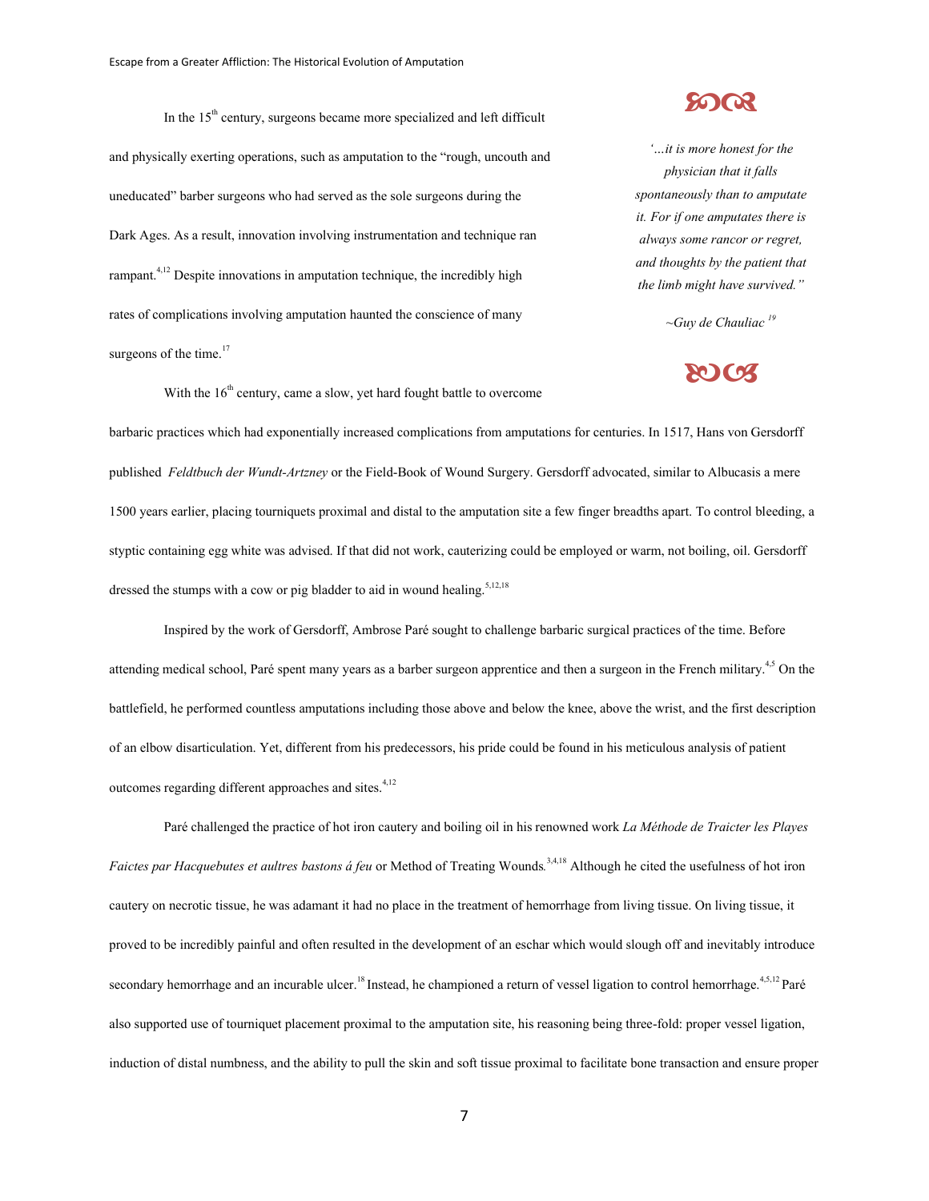In the 15th century, surgeons became more specialized and left difficult and physically exerting operations, such as amputation to the "rough, uncouth and uneducated" barber surgeons who had served as the sole surgeons during the Dark Ages. As a result, innovation involving instrumentation and technique ran rampant.[4,12] Despite innovations in amputation technique, the incredibly high rates of complications involving amputation haunted the conscience of many surgeons of the time.[17]

> *'…it is more honest for the physician that it falls spontaneously than to amputate it. For if one amputates there is always some rancor or regret, and thoughts by the patient that the limb might have survived."*
>
> *~Guy de Chauliac* [19]

With the 16th century, came a slow, yet hard fought battle to overcome barbaric practices which had exponentially increased complications from amputations for centuries. In 1517, Hans von Gersdorff published *Feldtbuch der Wundt-Artzney* or the Field-Book of Wound Surgery. Gersdorff advocated, similar to Albucasis a mere 1500 years earlier, placing tourniquets proximal and distal to the amputation site a few finger breadths apart. To control bleeding, a styptic containing egg white was advised. If that did not work, cauterizing could be employed or warm, not boiling, oil. Gersdorff dressed the stumps with a cow or pig bladder to aid in wound healing.[5,12,18]

Inspired by the work of Gersdorff, Ambrose Paré sought to challenge barbaric surgical practices of the time. Before attending medical school, Paré spent many years as a barber surgeon apprentice and then a surgeon in the French military.[4,5] On the battlefield, he performed countless amputations including those above and below the knee, above the wrist, and the first description of an elbow disarticulation. Yet, different from his predecessors, his pride could be found in his meticulous analysis of patient outcomes regarding different approaches and sites.[4,12]

Paré challenged the practice of hot iron cautery and boiling oil in his renowned work *La Méthode de Traicter les Playes Faictes par Hacquebutes et aultres bastons á feu* or Method of Treating Wounds.[3,4,18] Although he cited the usefulness of hot iron cautery on necrotic tissue, he was adamant it had no place in the treatment of hemorrhage from living tissue. On living tissue, it proved to be incredibly painful and often resulted in the development of an eschar which would slough off and inevitably introduce secondary hemorrhage and an incurable ulcer.[18] Instead, he championed a return of vessel ligation to control hemorrhage.[4,5,12] Paré also supported use of tourniquet placement proximal to the amputation site, his reasoning being three-fold: proper vessel ligation, induction of distal numbness, and the ability to pull the skin and soft tissue proximal to facilitate bone transaction and ensure proper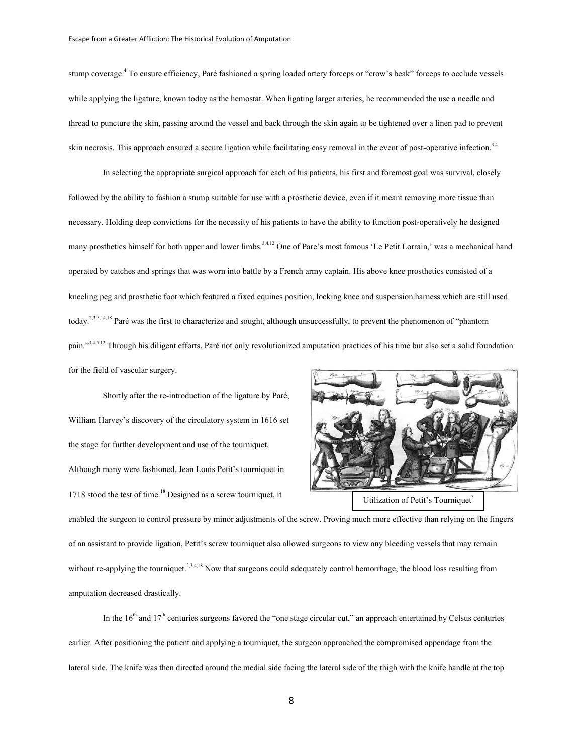stump coverage.[4] To ensure efficiency, Paré fashioned a spring loaded artery forceps or "crow's beak" forceps to occlude vessels while applying the ligature, known today as the hemostat. When ligating larger arteries, he recommended the use a needle and thread to puncture the skin, passing around the vessel and back through the skin again to be tightened over a linen pad to prevent skin necrosis. This approach ensured a secure ligation while facilitating easy removal in the event of post-operative infection.[3,4]

In selecting the appropriate surgical approach for each of his patients, his first and foremost goal was survival, closely followed by the ability to fashion a stump suitable for use with a prosthetic device, even if it meant removing more tissue than necessary. Holding deep convictions for the necessity of his patients to have the ability to function post-operatively he designed many prosthetics himself for both upper and lower limbs.[3,4,12] One of Pare's most famous 'Le Petit Lorrain,' was a mechanical hand operated by catches and springs that was worn into battle by a French army captain. His above knee prosthetics consisted of a kneeling peg and prosthetic foot which featured a fixed equines position, locking knee and suspension harness which are still used today.[2,3,5,14,18] Paré was the first to characterize and sought, although unsuccessfully, to prevent the phenomenon of "phantom pain."[3,4,5,12] Through his diligent efforts, Paré not only revolutionized amputation practices of his time but also set a solid foundation for the field of vascular surgery.

Shortly after the re-introduction of the ligature by Paré, William Harvey's discovery of the circulatory system in 1616 set the stage for further development and use of the tourniquet. Although many were fashioned, Jean Louis Petit's tourniquet in 1718 stood the test of time.[18] Designed as a screw tourniquet, it enabled the surgeon to control pressure by minor adjustments of the screw. Proving much more effective than relying on the fingers of an assistant to provide ligation, Petit's screw tourniquet also allowed surgeons to view any bleeding vessels that may remain without re-applying the tourniquet.[2,3,4,18] Now that surgeons could adequately control hemorrhage, the blood loss resulting from amputation decreased drastically.

Utilization of Petit's Tourniquet[3]

In the $16^{th}$ and $17^{th}$ centuries surgeons favored the "one stage circular cut," an approach entertained by Celsus centuries earlier. After positioning the patient and applying a tourniquet, the surgeon approached the compromised appendage from the lateral side. The knife was then directed around the medial side facing the lateral side of the thigh with the knife handle at the top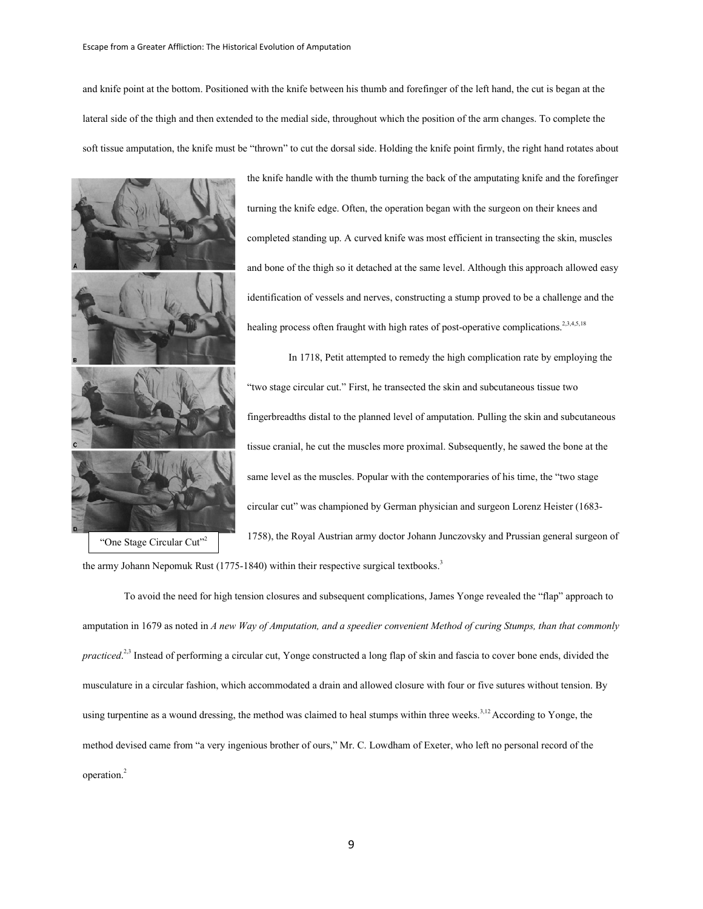and knife point at the bottom. Positioned with the knife between his thumb and forefinger of the left hand, the cut is began at the lateral side of the thigh and then extended to the medial side, throughout which the position of the arm changes. To complete the soft tissue amputation, the knife must be "thrown" to cut the dorsal side. Holding the knife point firmly, the right hand rotates about the knife handle with the thumb turning the back of the amputating knife and the forefinger turning the knife edge. Often, the operation began with the surgeon on their knees and completed standing up. A curved knife was most efficient in transecting the skin, muscles and bone of the thigh so it detached at the same level. Although this approach allowed easy identification of vessels and nerves, constructing a stump proved to be a challenge and the healing process often fraught with high rates of post-operative complications.[2,3,4,5,18]

"One Stage Circular Cut"[2]

In 1718, Petit attempted to remedy the high complication rate by employing the "two stage circular cut." First, he transected the skin and subcutaneous tissue two fingerbreadths distal to the planned level of amputation. Pulling the skin and subcutaneous tissue cranial, he cut the muscles more proximal. Subsequently, he sawed the bone at the same level as the muscles. Popular with the contemporaries of his time, the "two stage circular cut" was championed by German physician and surgeon Lorenz Heister (1683-1758), the Royal Austrian army doctor Johann Junczovsky and Prussian general surgeon of the army Johann Nepomuk Rust (1775-1840) within their respective surgical textbooks.[3]

To avoid the need for high tension closures and subsequent complications, James Yonge revealed the "flap" approach to amputation in 1679 as noted in *A new Way of Amputation, and a speedier convenient Method of curing Stumps, than that commonly practiced*.[2,3] Instead of performing a circular cut, Yonge constructed a long flap of skin and fascia to cover bone ends, divided the musculature in a circular fashion, which accommodated a drain and allowed closure with four or five sutures without tension. By using turpentine as a wound dressing, the method was claimed to heal stumps within three weeks.[3,12] According to Yonge, the method devised came from "a very ingenious brother of ours," Mr. C. Lowdham of Exeter, who left no personal record of the operation.[2]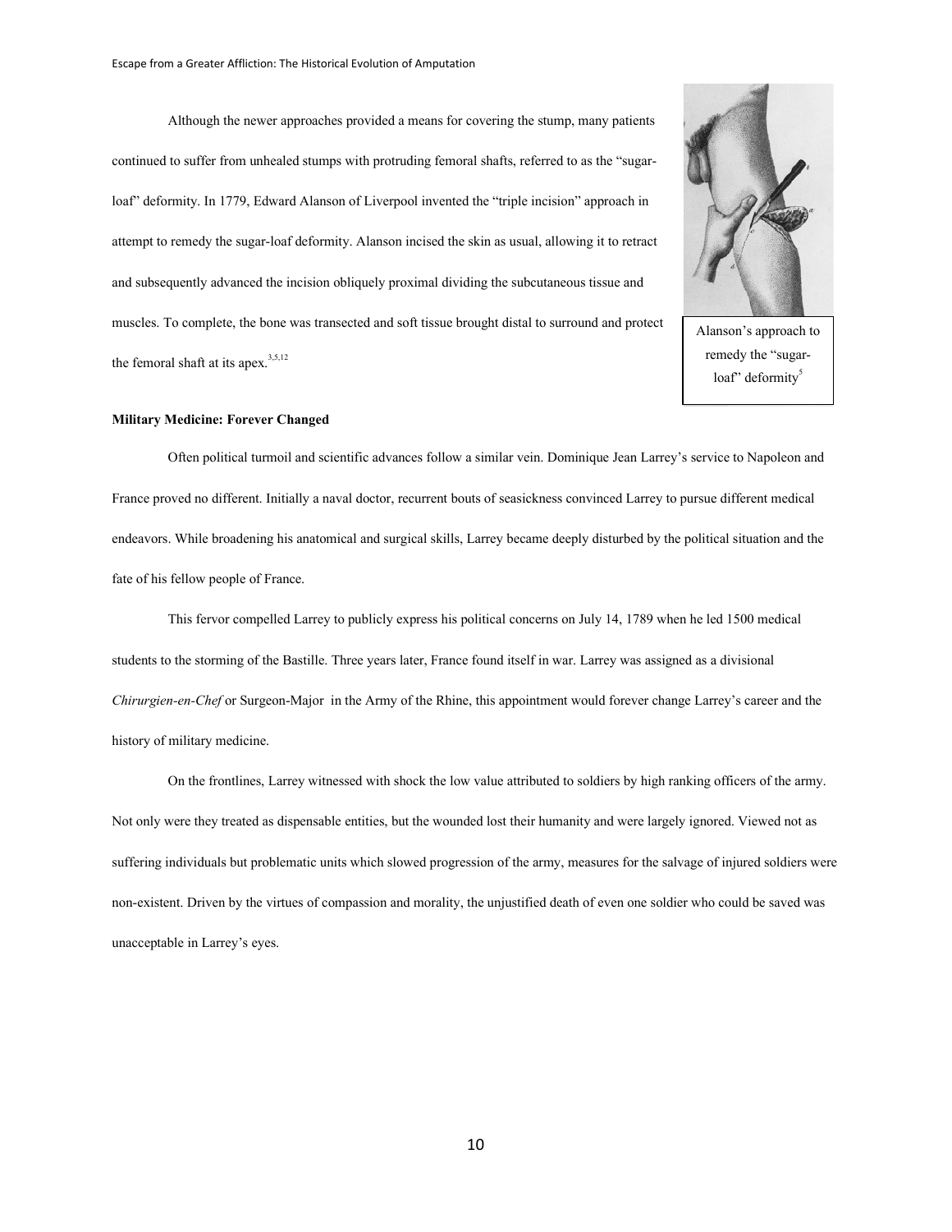Although the newer approaches provided a means for covering the stump, many patients continued to suffer from unhealed stumps with protruding femoral shafts, referred to as the "sugar-loaf" deformity. In 1779, Edward Alanson of Liverpool invented the "triple incision" approach in attempt to remedy the sugar-loaf deformity. Alanson incised the skin as usual, allowing it to retract and subsequently advanced the incision obliquely proximal dividing the subcutaneous tissue and muscles. To complete, the bone was transected and soft tissue brought distal to surround and protect the femoral shaft at its apex.[3,5,12]

Alanson's approach to remedy the "sugar-loaf" deformity[5]

**Military Medicine: Forever Changed**

Often political turmoil and scientific advances follow a similar vein. Dominique Jean Larrey's service to Napoleon and France proved no different. Initially a naval doctor, recurrent bouts of seasickness convinced Larrey to pursue different medical endeavors. While broadening his anatomical and surgical skills, Larrey became deeply disturbed by the political situation and the fate of his fellow people of France.

This fervor compelled Larrey to publicly express his political concerns on July 14, 1789 when he led 1500 medical students to the storming of the Bastille. Three years later, France found itself in war. Larrey was assigned as a divisional *Chirurgien-en-Chef* or Surgeon-Major in the Army of the Rhine, this appointment would forever change Larrey's career and the history of military medicine.

On the frontlines, Larrey witnessed with shock the low value attributed to soldiers by high ranking officers of the army. Not only were they treated as dispensable entities, but the wounded lost their humanity and were largely ignored. Viewed not as suffering individuals but problematic units which slowed progression of the army, measures for the salvage of injured soldiers were non-existent. Driven by the virtues of compassion and morality, the unjustified death of even one soldier who could be saved was unacceptable in Larrey's eyes.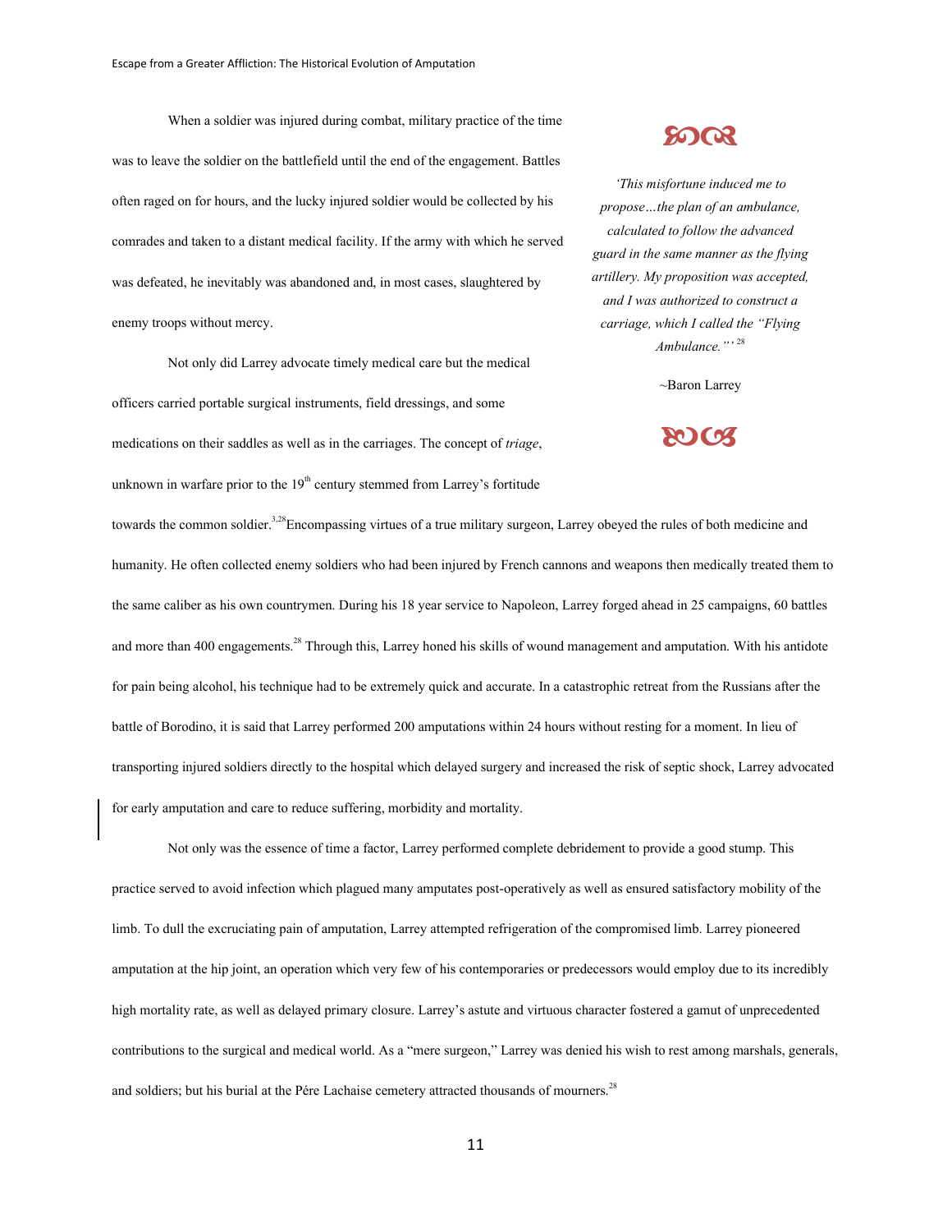When a soldier was injured during combat, military practice of the time was to leave the soldier on the battlefield until the end of the engagement. Battles often raged on for hours, and the lucky injured soldier would be collected by his comrades and taken to a distant medical facility. If the army with which he served was defeated, he inevitably was abandoned and, in most cases, slaughtered by enemy troops without mercy.

> *'This misfortune induced me to propose…the plan of an ambulance, calculated to follow the advanced guard in the same manner as the flying artillery. My proposition was accepted, and I was authorized to construct a carriage, which I called the "Flying Ambulance."'* [28]
>
> ~Baron Larrey

Not only did Larrey advocate timely medical care but the medical officers carried portable surgical instruments, field dressings, and some medications on their saddles as well as in the carriages. The concept of *triage*, unknown in warfare prior to the 19th century stemmed from Larrey's fortitude towards the common soldier.[3,28] Encompassing virtues of a true military surgeon, Larrey obeyed the rules of both medicine and humanity. He often collected enemy soldiers who had been injured by French cannons and weapons then medically treated them to the same caliber as his own countrymen. During his 18 year service to Napoleon, Larrey forged ahead in 25 campaigns, 60 battles and more than 400 engagements.[28] Through this, Larrey honed his skills of wound management and amputation. With his antidote for pain being alcohol, his technique had to be extremely quick and accurate. In a catastrophic retreat from the Russians after the battle of Borodino, it is said that Larrey performed 200 amputations within 24 hours without resting for a moment. In lieu of transporting injured soldiers directly to the hospital which delayed surgery and increased the risk of septic shock, Larrey advocated for early amputation and care to reduce suffering, morbidity and mortality.

Not only was the essence of time a factor, Larrey performed complete debridement to provide a good stump. This practice served to avoid infection which plagued many amputates post-operatively as well as ensured satisfactory mobility of the limb. To dull the excruciating pain of amputation, Larrey attempted refrigeration of the compromised limb. Larrey pioneered amputation at the hip joint, an operation which very few of his contemporaries or predecessors would employ due to its incredibly high mortality rate, as well as delayed primary closure. Larrey's astute and virtuous character fostered a gamut of unprecedented contributions to the surgical and medical world. As a "mere surgeon," Larrey was denied his wish to rest among marshals, generals, and soldiers; but his burial at the Pére Lachaise cemetery attracted thousands of mourners.[28]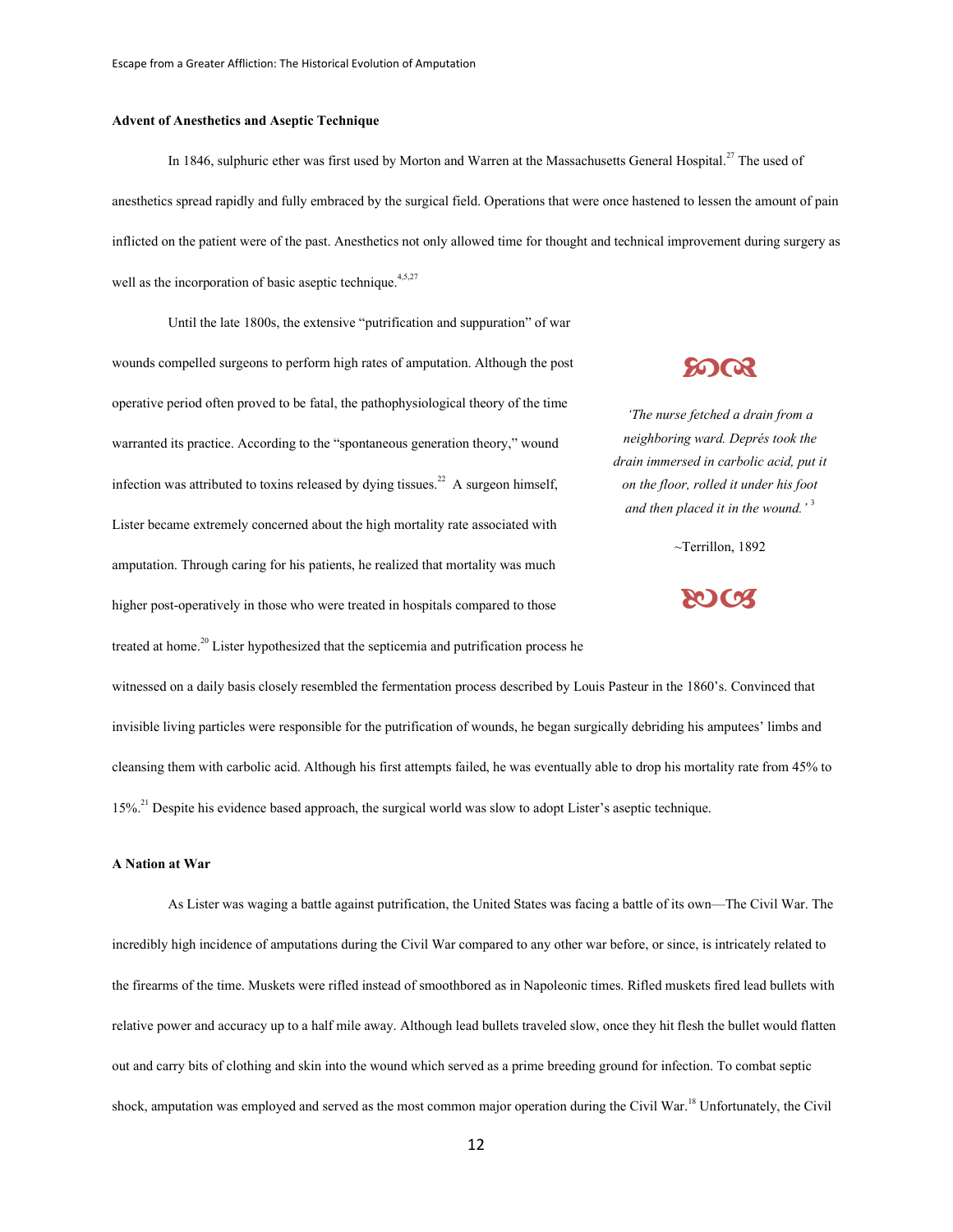**Advent of Anesthetics and Aseptic Technique**

In 1846, sulphuric ether was first used by Morton and Warren at the Massachusetts General Hospital.[27] The used of anesthetics spread rapidly and fully embraced by the surgical field. Operations that were once hastened to lessen the amount of pain inflicted on the patient were of the past. Anesthetics not only allowed time for thought and technical improvement during surgery as well as the incorporation of basic aseptic technique.[4,5,27]

Until the late 1800s, the extensive "putrification and suppuration" of war wounds compelled surgeons to perform high rates of amputation. Although the post operative period often proved to be fatal, the pathophysiological theory of the time warranted its practice. According to the "spontaneous generation theory," wound infection was attributed to toxins released by dying tissues.[22] A surgeon himself, Lister became extremely concerned about the high mortality rate associated with amputation. Through caring for his patients, he realized that mortality was much higher post-operatively in those who were treated in hospitals compared to those treated at home.[20] Lister hypothesized that the septicemia and putrification process he witnessed on a daily basis closely resembled the fermentation process described by Louis Pasteur in the 1860's. Convinced that invisible living particles were responsible for the putrification of wounds, he began surgically debriding his amputees' limbs and cleansing them with carbolic acid. Although his first attempts failed, he was eventually able to drop his mortality rate from 45% to 15%.[21] Despite his evidence based approach, the surgical world was slow to adopt Lister's aseptic technique.

> *'The nurse fetched a drain from a neighboring ward. Deprés took the drain immersed in carbolic acid, put it on the floor, rolled it under his foot and then placed it in the wound.'* [3]
>
> ~Terrillon, 1892

**A Nation at War**

As Lister was waging a battle against putrification, the United States was facing a battle of its own—The Civil War. The incredibly high incidence of amputations during the Civil War compared to any other war before, or since, is intricately related to the firearms of the time. Muskets were rifled instead of smoothbored as in Napoleonic times. Rifled muskets fired lead bullets with relative power and accuracy up to a half mile away. Although lead bullets traveled slow, once they hit flesh the bullet would flatten out and carry bits of clothing and skin into the wound which served as a prime breeding ground for infection. To combat septic shock, amputation was employed and served as the most common major operation during the Civil War.[18] Unfortunately, the Civil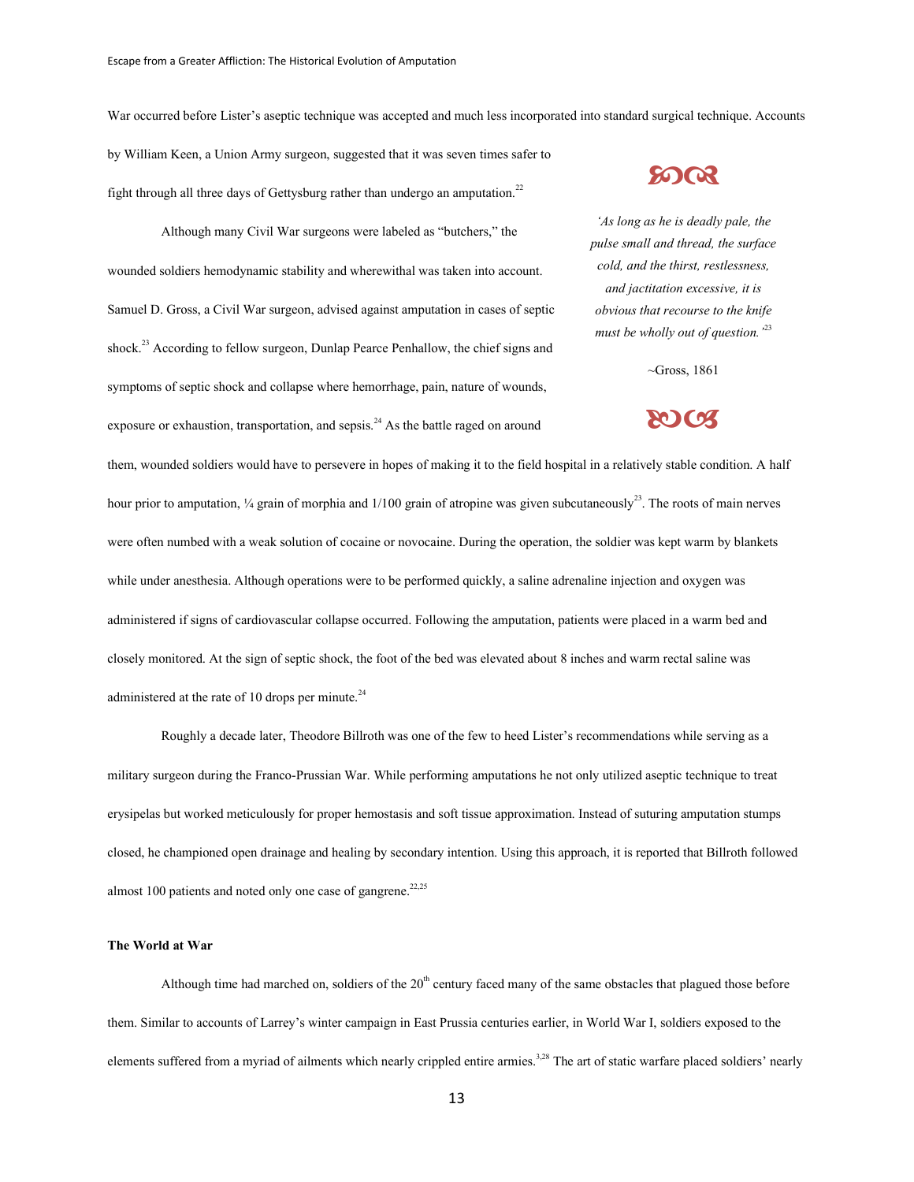War occurred before Lister's aseptic technique was accepted and much less incorporated into standard surgical technique. Accounts by William Keen, a Union Army surgeon, suggested that it was seven times safer to fight through all three days of Gettysburg rather than undergo an amputation.[22]

Although many Civil War surgeons were labeled as "butchers," the wounded soldiers hemodynamic stability and wherewithal was taken into account. Samuel D. Gross, a Civil War surgeon, advised against amputation in cases of septic shock.[23] According to fellow surgeon, Dunlap Pearce Penhallow, the chief signs and symptoms of septic shock and collapse where hemorrhage, pain, nature of wounds, exposure or exhaustion, transportation, and sepsis.[24] As the battle raged on around them, wounded soldiers would have to persevere in hopes of making it to the field hospital in a relatively stable condition. A half hour prior to amputation, ¼ grain of morphia and 1/100 grain of atropine was given subcutaneously[23]. The roots of main nerves were often numbed with a weak solution of cocaine or novocaine. During the operation, the soldier was kept warm by blankets while under anesthesia. Although operations were to be performed quickly, a saline adrenaline injection and oxygen was administered if signs of cardiovascular collapse occurred. Following the amputation, patients were placed in a warm bed and closely monitored. At the sign of septic shock, the foot of the bed was elevated about 8 inches and warm rectal saline was administered at the rate of 10 drops per minute.[24]

> *'As long as he is deadly pale, the pulse small and thread, the surface cold, and the thirst, restlessness, and jactitation excessive, it is obvious that recourse to the knife must be wholly out of question.'*[23]
>
> ~Gross, 1861

Roughly a decade later, Theodore Billroth was one of the few to heed Lister's recommendations while serving as a military surgeon during the Franco-Prussian War. While performing amputations he not only utilized aseptic technique to treat erysipelas but worked meticulously for proper hemostasis and soft tissue approximation. Instead of suturing amputation stumps closed, he championed open drainage and healing by secondary intention. Using this approach, it is reported that Billroth followed almost 100 patients and noted only one case of gangrene.[22,25]

**The World at War**

Although time had marched on, soldiers of the 20th century faced many of the same obstacles that plagued those before them. Similar to accounts of Larrey's winter campaign in East Prussia centuries earlier, in World War I, soldiers exposed to the elements suffered from a myriad of ailments which nearly crippled entire armies.[3,28] The art of static warfare placed soldiers' nearly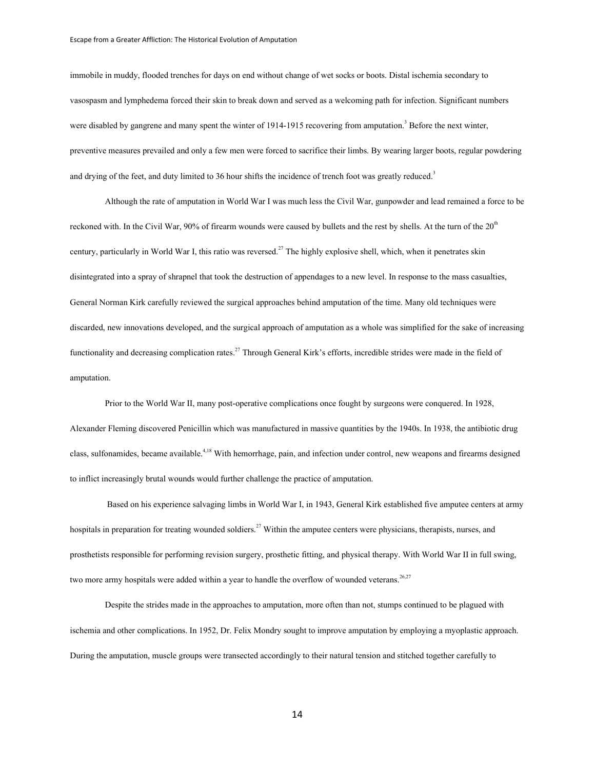immobile in muddy, flooded trenches for days on end without change of wet socks or boots. Distal ischemia secondary to vasospasm and lymphedema forced their skin to break down and served as a welcoming path for infection. Significant numbers were disabled by gangrene and many spent the winter of 1914-1915 recovering from amputation.[3] Before the next winter, preventive measures prevailed and only a few men were forced to sacrifice their limbs. By wearing larger boots, regular powdering and drying of the feet, and duty limited to 36 hour shifts the incidence of trench foot was greatly reduced.[3]

Although the rate of amputation in World War I was much less the Civil War, gunpowder and lead remained a force to be reckoned with. In the Civil War, 90% of firearm wounds were caused by bullets and the rest by shells. At the turn of the 20th century, particularly in World War I, this ratio was reversed.[27] The highly explosive shell, which, when it penetrates skin disintegrated into a spray of shrapnel that took the destruction of appendages to a new level. In response to the mass casualties, General Norman Kirk carefully reviewed the surgical approaches behind amputation of the time. Many old techniques were discarded, new innovations developed, and the surgical approach of amputation as a whole was simplified for the sake of increasing functionality and decreasing complication rates.[27] Through General Kirk's efforts, incredible strides were made in the field of amputation.

Prior to the World War II, many post-operative complications once fought by surgeons were conquered. In 1928, Alexander Fleming discovered Penicillin which was manufactured in massive quantities by the 1940s. In 1938, the antibiotic drug class, sulfonamides, became available.[4,18] With hemorrhage, pain, and infection under control, new weapons and firearms designed to inflict increasingly brutal wounds would further challenge the practice of amputation.

Based on his experience salvaging limbs in World War I, in 1943, General Kirk established five amputee centers at army hospitals in preparation for treating wounded soldiers.[27] Within the amputee centers were physicians, therapists, nurses, and prosthetists responsible for performing revision surgery, prosthetic fitting, and physical therapy. With World War II in full swing, two more army hospitals were added within a year to handle the overflow of wounded veterans.[26,27]

Despite the strides made in the approaches to amputation, more often than not, stumps continued to be plagued with ischemia and other complications. In 1952, Dr. Felix Mondry sought to improve amputation by employing a myoplastic approach. During the amputation, muscle groups were transected accordingly to their natural tension and stitched together carefully to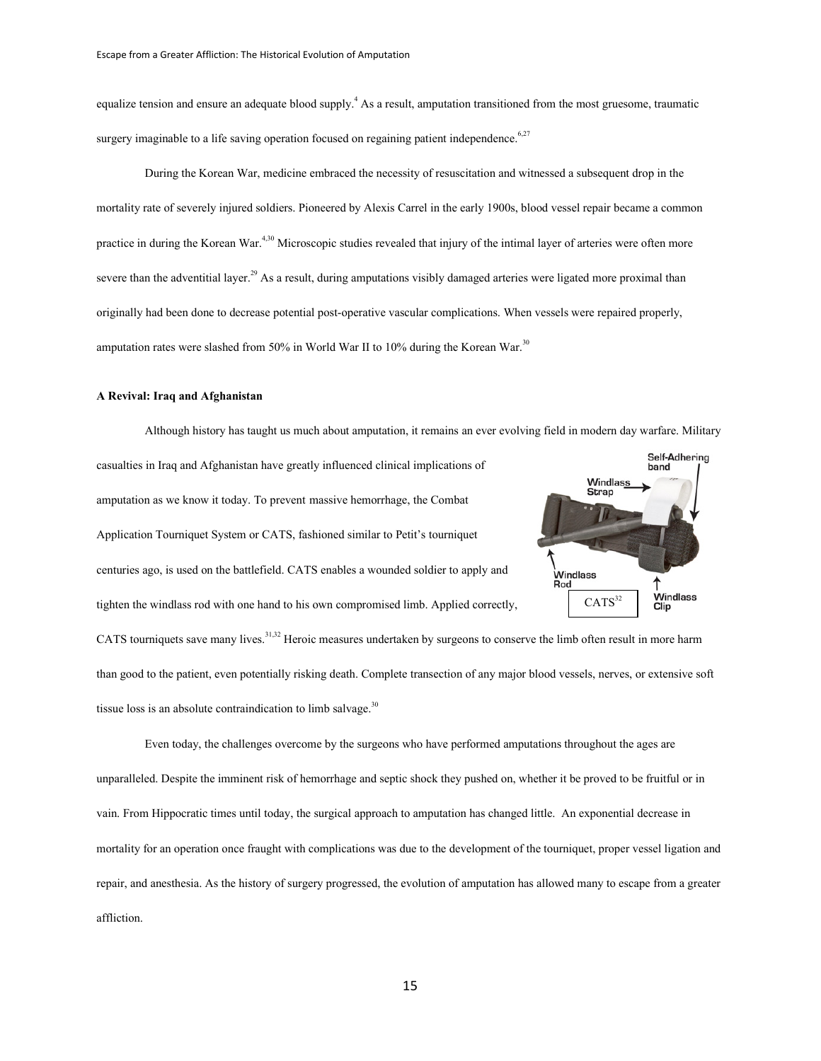equalize tension and ensure an adequate blood supply.[4] As a result, amputation transitioned from the most gruesome, traumatic surgery imaginable to a life saving operation focused on regaining patient independence.[6,27]

During the Korean War, medicine embraced the necessity of resuscitation and witnessed a subsequent drop in the mortality rate of severely injured soldiers. Pioneered by Alexis Carrel in the early 1900s, blood vessel repair became a common practice in during the Korean War.[4,30] Microscopic studies revealed that injury of the intimal layer of arteries were often more severe than the adventitial layer.[29] As a result, during amputations visibly damaged arteries were ligated more proximal than originally had been done to decrease potential post-operative vascular complications. When vessels were repaired properly, amputation rates were slashed from 50% in World War II to 10% during the Korean War.[30]

**A Revival: Iraq and Afghanistan**

Although history has taught us much about amputation, it remains an ever evolving field in modern day warfare. Military casualties in Iraq and Afghanistan have greatly influenced clinical implications of amputation as we know it today. To prevent massive hemorrhage, the Combat Application Tourniquet System or CATS, fashioned similar to Petit's tourniquet centuries ago, is used on the battlefield. CATS enables a wounded soldier to apply and tighten the windlass rod with one hand to his own compromised limb. Applied correctly, CATS tourniquets save many lives.[31,32] Heroic measures undertaken by surgeons to conserve the limb often result in more harm than good to the patient, even potentially risking death. Complete transection of any major blood vessels, nerves, or extensive soft tissue loss is an absolute contraindication to limb salvage.[30]

Self-Adhering band

Windlass Strap

Windlass Rod

Windlass Clip

CATS[32]

Even today, the challenges overcome by the surgeons who have performed amputations throughout the ages are unparalleled. Despite the imminent risk of hemorrhage and septic shock they pushed on, whether it be proved to be fruitful or in vain. From Hippocratic times until today, the surgical approach to amputation has changed little. An exponential decrease in mortality for an operation once fraught with complications was due to the development of the tourniquet, proper vessel ligation and repair, and anesthesia. As the history of surgery progressed, the evolution of amputation has allowed many to escape from a greater affliction.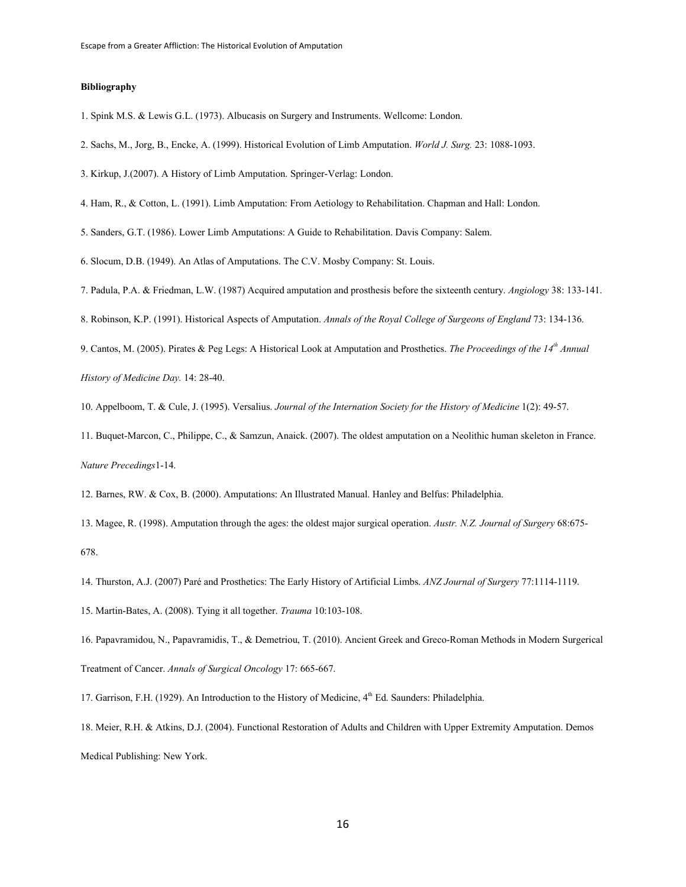**Bibliography**

1. Spink M.S. & Lewis G.L. (1973). Albucasis on Surgery and Instruments. Wellcome: London.

2. Sachs, M., Jorg, B., Encke, A. (1999). Historical Evolution of Limb Amputation. *World J. Surg.* 23: 1088-1093.

3. Kirkup, J.(2007). A History of Limb Amputation. Springer-Verlag: London.

4. Ham, R., & Cotton, L. (1991). Limb Amputation: From Aetiology to Rehabilitation. Chapman and Hall: London.

5. Sanders, G.T. (1986). Lower Limb Amputations: A Guide to Rehabilitation. Davis Company: Salem.

6. Slocum, D.B. (1949). An Atlas of Amputations. The C.V. Mosby Company: St. Louis.

7. Padula, P.A. & Friedman, L.W. (1987) Acquired amputation and prosthesis before the sixteenth century. *Angiology* 38: 133-141.

8. Robinson, K.P. (1991). Historical Aspects of Amputation. *Annals of the Royal College of Surgeons of England* 73: 134-136.

9. Cantos, M. (2005). Pirates & Peg Legs: A Historical Look at Amputation and Prosthetics. *The Proceedings of the 14th Annual History of Medicine Day.* 14: 28-40.

10. Appelboom, T. & Cule, J. (1995). Versalius. *Journal of the Internation Society for the History of Medicine* 1(2): 49-57.

11. Buquet-Marcon, C., Philippe, C., & Samzun, Anaick. (2007). The oldest amputation on a Neolithic human skeleton in France. *Nature Precedings*1-14.

12. Barnes, RW. & Cox, B. (2000). Amputations: An Illustrated Manual. Hanley and Belfus: Philadelphia.

13. Magee, R. (1998). Amputation through the ages: the oldest major surgical operation. *Austr. N.Z. Journal of Surgery* 68:675-678.

14. Thurston, A.J. (2007) Paré and Prosthetics: The Early History of Artificial Limbs. *ANZ Journal of Surgery* 77:1114-1119.

15. Martin-Bates, A. (2008). Tying it all together. *Trauma* 10:103-108.

16. Papavramidou, N., Papavramidis, T., & Demetriou, T. (2010). Ancient Greek and Greco-Roman Methods in Modern Surgerical Treatment of Cancer. *Annals of Surgical Oncology* 17: 665-667.

17. Garrison, F.H. (1929). An Introduction to the History of Medicine, 4th Ed. Saunders: Philadelphia.

18. Meier, R.H. & Atkins, D.J. (2004). Functional Restoration of Adults and Children with Upper Extremity Amputation. Demos Medical Publishing: New York.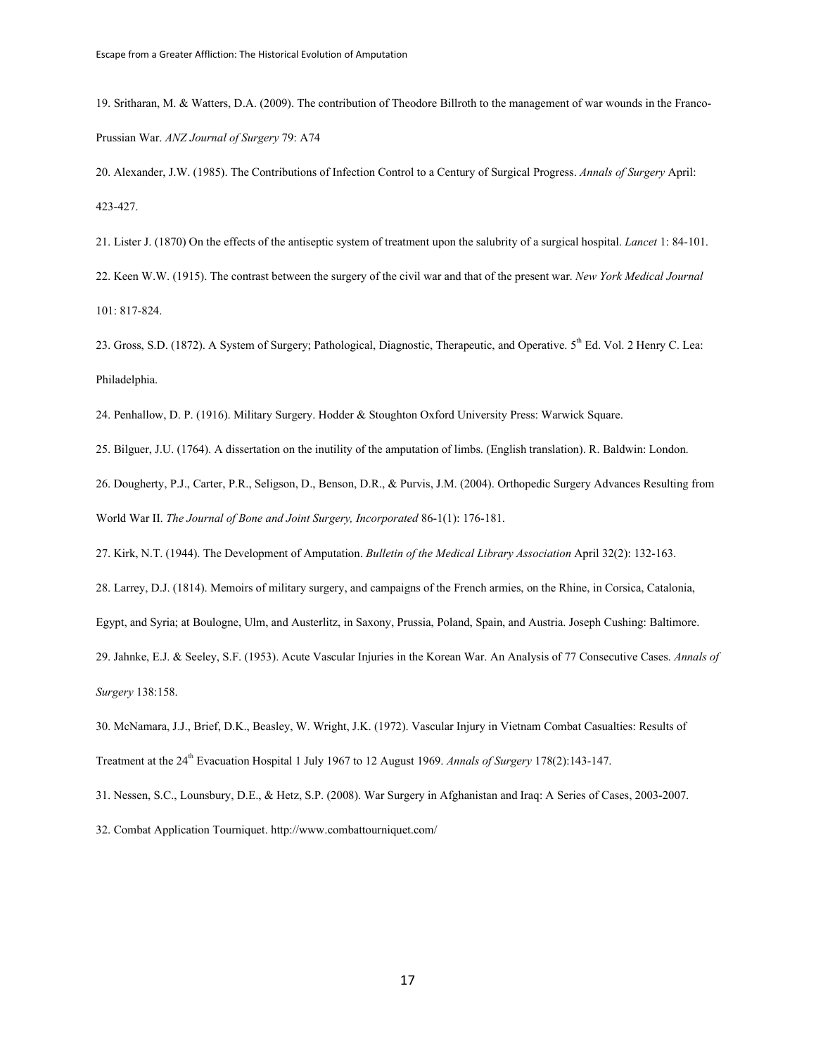19. Sritharan, M. & Watters, D.A. (2009). The contribution of Theodore Billroth to the management of war wounds in the Franco-Prussian War. *ANZ Journal of Surgery* 79: A74

20. Alexander, J.W. (1985). The Contributions of Infection Control to a Century of Surgical Progress. *Annals of Surgery* April: 423-427.

21. Lister J. (1870) On the effects of the antiseptic system of treatment upon the salubrity of a surgical hospital. *Lancet* 1: 84-101.

22. Keen W.W. (1915). The contrast between the surgery of the civil war and that of the present war. *New York Medical Journal* 101: 817-824.

23. Gross, S.D. (1872). A System of Surgery; Pathological, Diagnostic, Therapeutic, and Operative. 5th Ed. Vol. 2 Henry C. Lea: Philadelphia.

24. Penhallow, D. P. (1916). Military Surgery. Hodder & Stoughton Oxford University Press: Warwick Square.

25. Bilguer, J.U. (1764). A dissertation on the inutility of the amputation of limbs. (English translation). R. Baldwin: London.

26. Dougherty, P.J., Carter, P.R., Seligson, D., Benson, D.R., & Purvis, J.M. (2004). Orthopedic Surgery Advances Resulting from World War II. *The Journal of Bone and Joint Surgery, Incorporated* 86-1(1): 176-181.

27. Kirk, N.T. (1944). The Development of Amputation. *Bulletin of the Medical Library Association* April 32(2): 132-163.

28. Larrey, D.J. (1814). Memoirs of military surgery, and campaigns of the French armies, on the Rhine, in Corsica, Catalonia, Egypt, and Syria; at Boulogne, Ulm, and Austerlitz, in Saxony, Prussia, Poland, Spain, and Austria. Joseph Cushing: Baltimore.

29. Jahnke, E.J. & Seeley, S.F. (1953). Acute Vascular Injuries in the Korean War. An Analysis of 77 Consecutive Cases. *Annals of Surgery* 138:158.

30. McNamara, J.J., Brief, D.K., Beasley, W. Wright, J.K. (1972). Vascular Injury in Vietnam Combat Casualties: Results of Treatment at the 24th Evacuation Hospital 1 July 1967 to 12 August 1969. *Annals of Surgery* 178(2):143-147.

31. Nessen, S.C., Lounsbury, D.E., & Hetz, S.P. (2008). War Surgery in Afghanistan and Iraq: A Series of Cases, 2003-2007.

32. Combat Application Tourniquet. http://www.combattourniquet.com/